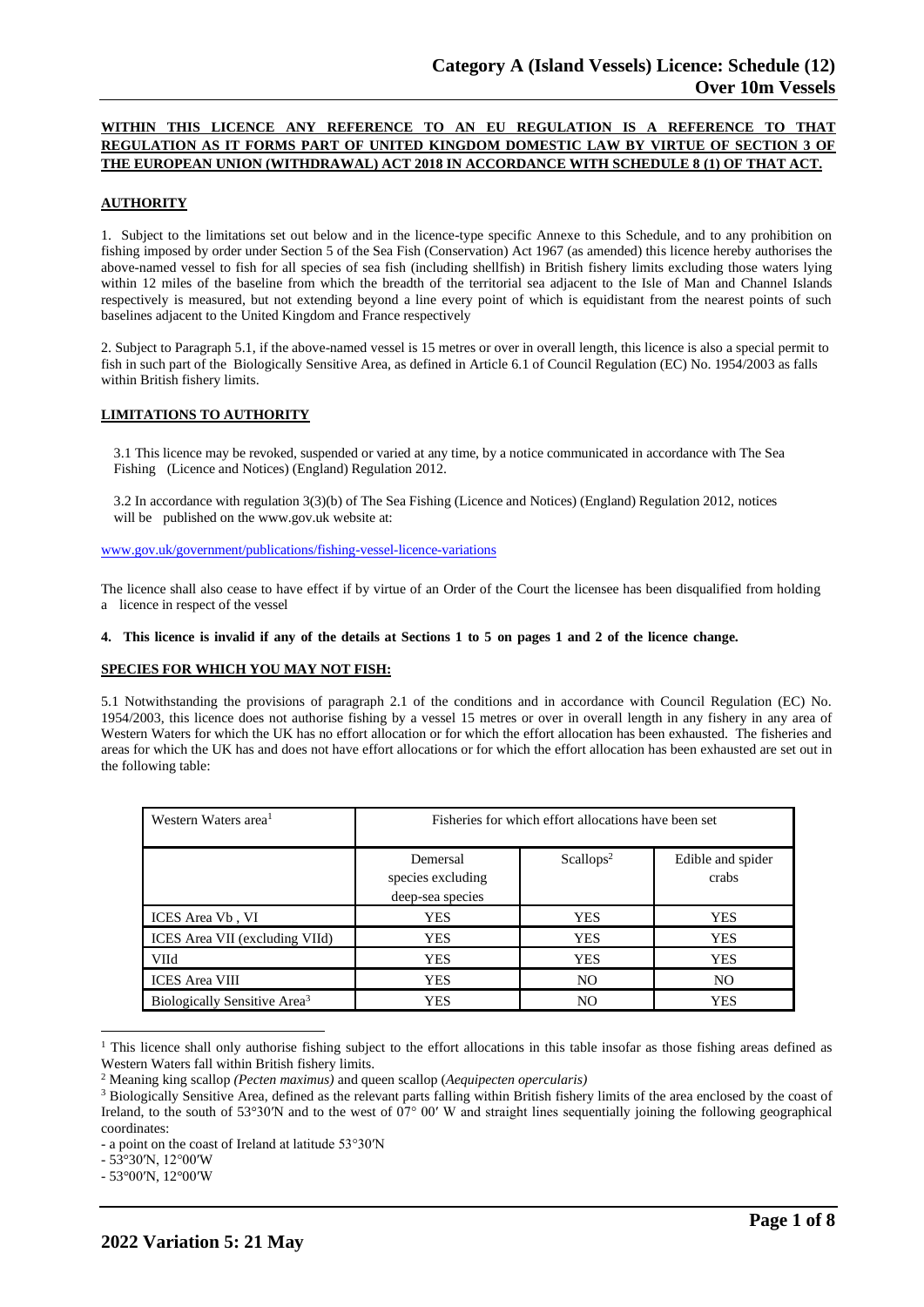# Category A (Island Vessels) Licence: Schedule (12)
## Over 10m Vessels

**WITHIN THIS LICENCE ANY REFERENCE TO AN EU REGULATION IS A REFERENCE TO THAT REGULATION AS IT FORMS PART OF UNITED KINGDOM DOMESTIC LAW BY VIRTUE OF SECTION 3 OF THE EUROPEAN UNION (WITHDRAWAL) ACT 2018 IN ACCORDANCE WITH SCHEDULE 8 (1) OF THAT ACT.**

**AUTHORITY**

1. Subject to the limitations set out below and in the licence-type specific Annexe to this Schedule, and to any prohibition on fishing imposed by order under Section 5 of the Sea Fish (Conservation) Act 1967 (as amended) this licence hereby authorises the above-named vessel to fish for all species of sea fish (including shellfish) in British fishery limits excluding those waters lying within 12 miles of the baseline from which the breadth of the territorial sea adjacent to the Isle of Man and Channel Islands respectively is measured, but not extending beyond a line every point of which is equidistant from the nearest points of such baselines adjacent to the United Kingdom and France respectively

2. Subject to Paragraph 5.1, if the above-named vessel is 15 metres or over in overall length, this licence is also a special permit to fish in such part of the Biologically Sensitive Area, as defined in Article 6.1 of Council Regulation (EC) No. 1954/2003 as falls within British fishery limits.

**LIMITATIONS TO AUTHORITY**

3.1 This licence may be revoked, suspended or varied at any time, by a notice communicated in accordance with The Sea Fishing (Licence and Notices) (England) Regulation 2012.

3.2 In accordance with regulation 3(3)(b) of The Sea Fishing (Licence and Notices) (England) Regulation 2012, notices will be published on the www.gov.uk website at:

www.gov.uk/government/publications/fishing-vessel-licence-variations

The licence shall also cease to have effect if by virtue of an Order of the Court the licensee has been disqualified from holding a licence in respect of the vessel

**4. This licence is invalid if any of the details at Sections 1 to 5 on pages 1 and 2 of the licence change.**

**SPECIES FOR WHICH YOU MAY NOT FISH:**

5.1 Notwithstanding the provisions of paragraph 2.1 of the conditions and in accordance with Council Regulation (EC) No. 1954/2003, this licence does not authorise fishing by a vessel 15 metres or over in overall length in any fishery in any area of Western Waters for which the UK has no effort allocation or for which the effort allocation has been exhausted. The fisheries and areas for which the UK has and does not have effort allocations or for which the effort allocation has been exhausted are set out in the following table:

| Western Waters area[1] | Fisheries for which effort allocations have been set | | |
|---|---|---|---|
| | Demersal species excluding deep-sea species | Scallops[2] | Edible and spider crabs |
| ICES Area Vb , VI | YES | YES | YES |
| ICES Area VII (excluding VIId) | YES | YES | YES |
| VIId | YES | YES | YES |
| ICES Area VIII | YES | NO | NO |
| Biologically Sensitive Area[3] | YES | NO | YES |

[1] This licence shall only authorise fishing subject to the effort allocations in this table insofar as those fishing areas defined as Western Waters fall within British fishery limits.

[2] Meaning king scallop *(Pecten maximus)* and queen scallop (*Aequipecten opercularis)*

[3] Biologically Sensitive Area, defined as the relevant parts falling within British fishery limits of the area enclosed by the coast of Ireland, to the south of 53°30′N and to the west of 07° 00′ W and straight lines sequentially joining the following geographical coordinates:

- a point on the coast of Ireland at latitude 53°30′N
- 53°30′N, 12°00′W
- 53°00′N, 12°00′W

**2022 Variation 5: 21 May**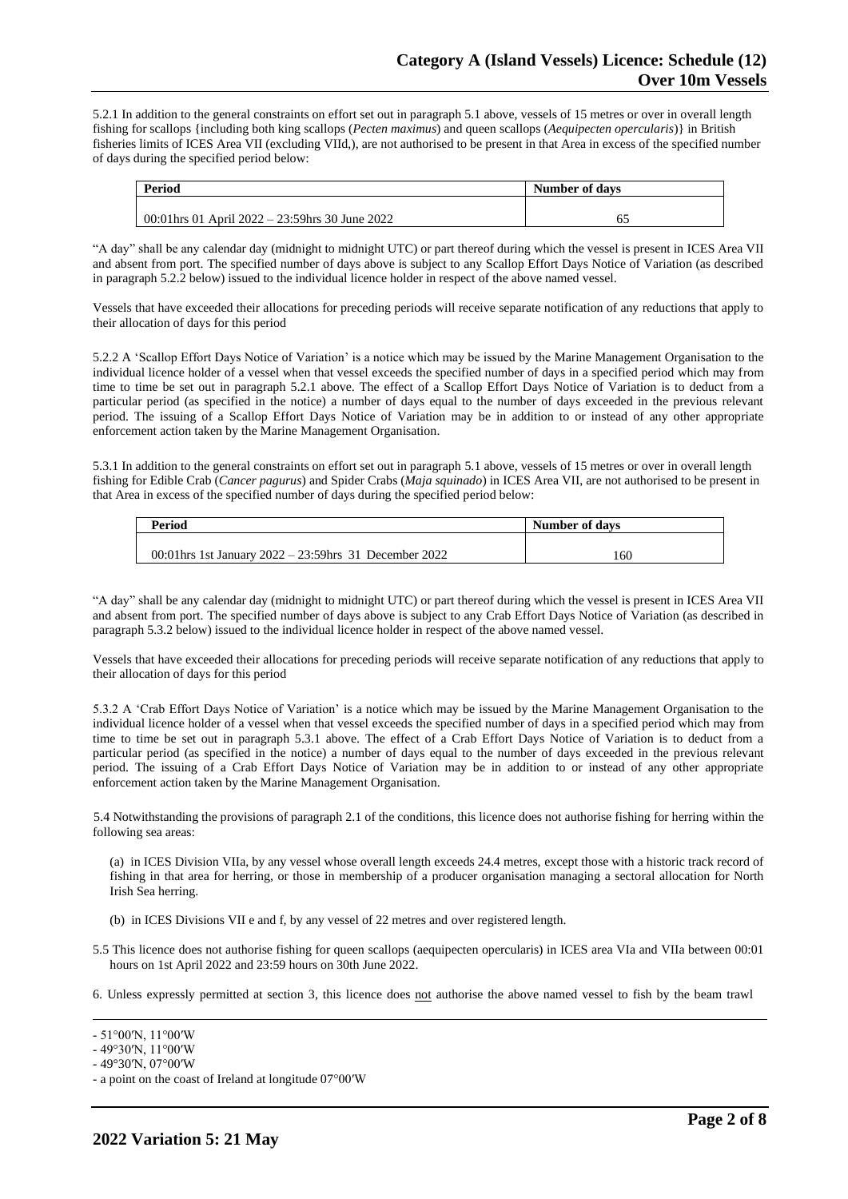5.2.1 In addition to the general constraints on effort set out in paragraph 5.1 above, vessels of 15 metres or over in overall length fishing for scallops {including both king scallops (*Pecten maximus*) and queen scallops (*Aequipecten opercularis*)} in British fisheries limits of ICES Area VII (excluding VIId,), are not authorised to be present in that Area in excess of the specified number of days during the specified period below:

| Period | Number of days |
|---|---|
| 00:01hrs 01 April 2022 – 23:59hrs 30 June 2022 | 65 |

"A day" shall be any calendar day (midnight to midnight UTC) or part thereof during which the vessel is present in ICES Area VII and absent from port. The specified number of days above is subject to any Scallop Effort Days Notice of Variation (as described in paragraph 5.2.2 below) issued to the individual licence holder in respect of the above named vessel.

Vessels that have exceeded their allocations for preceding periods will receive separate notification of any reductions that apply to their allocation of days for this period

5.2.2 A 'Scallop Effort Days Notice of Variation' is a notice which may be issued by the Marine Management Organisation to the individual licence holder of a vessel when that vessel exceeds the specified number of days in a specified period which may from time to time be set out in paragraph 5.2.1 above. The effect of a Scallop Effort Days Notice of Variation is to deduct from a particular period (as specified in the notice) a number of days equal to the number of days exceeded in the previous relevant period. The issuing of a Scallop Effort Days Notice of Variation may be in addition to or instead of any other appropriate enforcement action taken by the Marine Management Organisation.

5.3.1 In addition to the general constraints on effort set out in paragraph 5.1 above, vessels of 15 metres or over in overall length fishing for Edible Crab (*Cancer pagurus*) and Spider Crabs (*Maja squinado*) in ICES Area VII, are not authorised to be present in that Area in excess of the specified number of days during the specified period below:

| Period | Number of days |
|---|---|
| 00:01hrs 1st January 2022 – 23:59hrs 31 December 2022 | 160 |

"A day" shall be any calendar day (midnight to midnight UTC) or part thereof during which the vessel is present in ICES Area VII and absent from port. The specified number of days above is subject to any Crab Effort Days Notice of Variation (as described in paragraph 5.3.2 below) issued to the individual licence holder in respect of the above named vessel.

Vessels that have exceeded their allocations for preceding periods will receive separate notification of any reductions that apply to their allocation of days for this period

5.3.2 A 'Crab Effort Days Notice of Variation' is a notice which may be issued by the Marine Management Organisation to the individual licence holder of a vessel when that vessel exceeds the specified number of days in a specified period which may from time to time be set out in paragraph 5.3.1 above. The effect of a Crab Effort Days Notice of Variation is to deduct from a particular period (as specified in the notice) a number of days equal to the number of days exceeded in the previous relevant period. The issuing of a Crab Effort Days Notice of Variation may be in addition to or instead of any other appropriate enforcement action taken by the Marine Management Organisation.

5.4 Notwithstanding the provisions of paragraph 2.1 of the conditions, this licence does not authorise fishing for herring within the following sea areas:

(a) in ICES Division VIIa, by any vessel whose overall length exceeds 24.4 metres, except those with a historic track record of fishing in that area for herring, or those in membership of a producer organisation managing a sectoral allocation for North Irish Sea herring.

(b) in ICES Divisions VII e and f, by any vessel of 22 metres and over registered length.

5.5 This licence does not authorise fishing for queen scallops (aequipecten opercularis) in ICES area VIa and VIIa between 00:01 hours on 1st April 2022 and 23:59 hours on 30th June 2022.

6. Unless expressly permitted at section 3, this licence does not authorise the above named vessel to fish by the beam trawl

- 51°00′N, 11°00′W
- 49°30′N, 11°00′W
- 49°30′N, 07°00′W
- a point on the coast of Ireland at longitude 07°00′W

2022 Variation 5: 21 May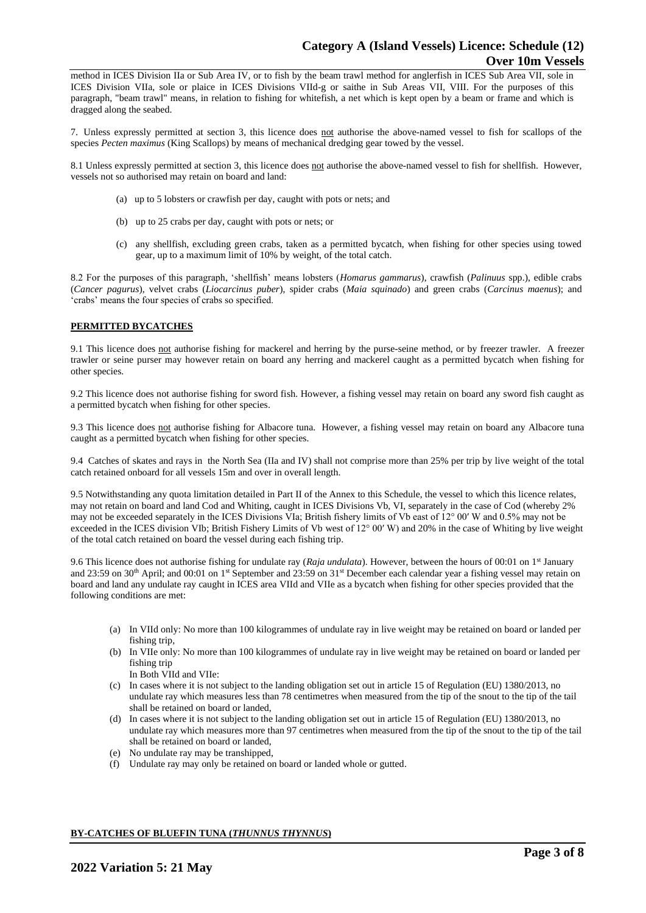method in ICES Division IIa or Sub Area IV, or to fish by the beam trawl method for anglerfish in ICES Sub Area VII, sole in ICES Division VIIa, sole or plaice in ICES Divisions VIId-g or saithe in Sub Areas VII, VIII. For the purposes of this paragraph, "beam trawl" means, in relation to fishing for whitefish, a net which is kept open by a beam or frame and which is dragged along the seabed.

7. Unless expressly permitted at section 3, this licence does not authorise the above-named vessel to fish for scallops of the species *Pecten maximus* (King Scallops) by means of mechanical dredging gear towed by the vessel.

8.1 Unless expressly permitted at section 3, this licence does not authorise the above-named vessel to fish for shellfish. However, vessels not so authorised may retain on board and land:

(a) up to 5 lobsters or crawfish per day, caught with pots or nets; and

(b) up to 25 crabs per day, caught with pots or nets; or

(c) any shellfish, excluding green crabs, taken as a permitted bycatch, when fishing for other species using towed gear, up to a maximum limit of 10% by weight, of the total catch.

8.2 For the purposes of this paragraph, 'shellfish' means lobsters (*Homarus gammarus*), crawfish (*Palinuus* spp.), edible crabs (*Cancer pagurus*), velvet crabs (*Liocarcinus puber*), spider crabs (*Maia squinado*) and green crabs (*Carcinus maenus*); and 'crabs' means the four species of crabs so specified.

**PERMITTED BYCATCHES**

9.1 This licence does not authorise fishing for mackerel and herring by the purse-seine method, or by freezer trawler. A freezer trawler or seine purser may however retain on board any herring and mackerel caught as a permitted bycatch when fishing for other species.

9.2 This licence does not authorise fishing for sword fish. However, a fishing vessel may retain on board any sword fish caught as a permitted bycatch when fishing for other species.

9.3 This licence does not authorise fishing for Albacore tuna. However, a fishing vessel may retain on board any Albacore tuna caught as a permitted bycatch when fishing for other species.

9.4 Catches of skates and rays in the North Sea (IIa and IV) shall not comprise more than 25% per trip by live weight of the total catch retained onboard for all vessels 15m and over in overall length.

9.5 Notwithstanding any quota limitation detailed in Part II of the Annex to this Schedule, the vessel to which this licence relates, may not retain on board and land Cod and Whiting, caught in ICES Divisions Vb, VI, separately in the case of Cod (whereby 2% may not be exceeded separately in the ICES Divisions VIa; British fishery limits of Vb east of 12° 00′ W and 0.5% may not be exceeded in the ICES division VIb; British Fishery Limits of Vb west of 12° 00′ W) and 20% in the case of Whiting by live weight of the total catch retained on board the vessel during each fishing trip.

9.6 This licence does not authorise fishing for undulate ray (*Raja undulata*). However, between the hours of 00:01 on 1st January and 23:59 on 30th April; and 00:01 on 1st September and 23:59 on 31st December each calendar year a fishing vessel may retain on board and land any undulate ray caught in ICES area VIId and VIIe as a bycatch when fishing for other species provided that the following conditions are met:

(a) In VIId only: No more than 100 kilogrammes of undulate ray in live weight may be retained on board or landed per fishing trip,
(b) In VIIe only: No more than 100 kilogrammes of undulate ray in live weight may be retained on board or landed per fishing trip
In Both VIId and VIIe:
(c) In cases where it is not subject to the landing obligation set out in article 15 of Regulation (EU) 1380/2013, no undulate ray which measures less than 78 centimetres when measured from the tip of the snout to the tip of the tail shall be retained on board or landed,
(d) In cases where it is not subject to the landing obligation set out in article 15 of Regulation (EU) 1380/2013, no undulate ray which measures more than 97 centimetres when measured from the tip of the snout to the tip of the tail shall be retained on board or landed,
(e) No undulate ray may be transhipped,
(f) Undulate ray may only be retained on board or landed whole or gutted.

**BY-CATCHES OF BLUEFIN TUNA (*THUNNUS THYNNUS*)**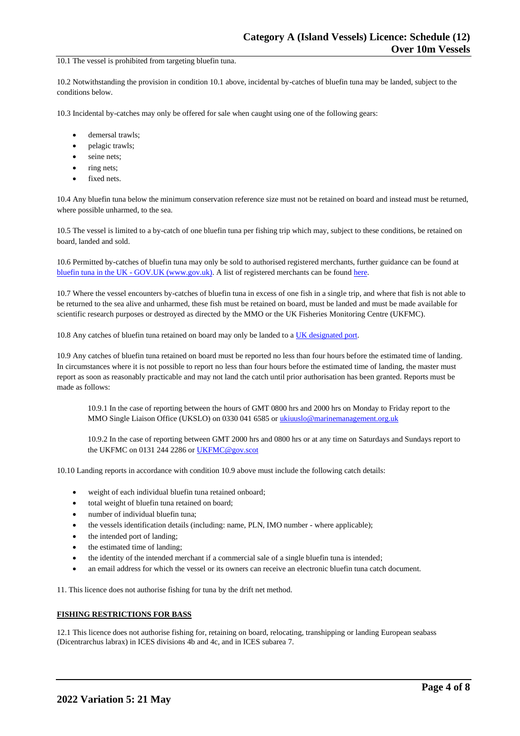10.1 The vessel is prohibited from targeting bluefin tuna.

10.2 Notwithstanding the provision in condition 10.1 above, incidental by-catches of bluefin tuna may be landed, subject to the conditions below.

10.3 Incidental by-catches may only be offered for sale when caught using one of the following gears:

- demersal trawls;
- pelagic trawls;
- seine nets;
- ring nets;
- fixed nets.

10.4 Any bluefin tuna below the minimum conservation reference size must not be retained on board and instead must be returned, where possible unharmed, to the sea.

10.5 The vessel is limited to a by-catch of one bluefin tuna per fishing trip which may, subject to these conditions, be retained on board, landed and sold.

10.6 Permitted by-catches of bluefin tuna may only be sold to authorised registered merchants, further guidance can be found at bluefin tuna in the UK - GOV.UK (www.gov.uk). A list of registered merchants can be found here.

10.7 Where the vessel encounters by-catches of bluefin tuna in excess of one fish in a single trip, and where that fish is not able to be returned to the sea alive and unharmed, these fish must be retained on board, must be landed and must be made available for scientific research purposes or destroyed as directed by the MMO or the UK Fisheries Monitoring Centre (UKFMC).

10.8 Any catches of bluefin tuna retained on board may only be landed to a UK designated port.

10.9 Any catches of bluefin tuna retained on board must be reported no less than four hours before the estimated time of landing. In circumstances where it is not possible to report no less than four hours before the estimated time of landing, the master must report as soon as reasonably practicable and may not land the catch until prior authorisation has been granted. Reports must be made as follows:

> 10.9.1 In the case of reporting between the hours of GMT 0800 hrs and 2000 hrs on Monday to Friday report to the MMO Single Liaison Office (UKSLO) on 0330 041 6585 or ukiuuslo@marinemanagement.org.uk
>
> 10.9.2 In the case of reporting between GMT 2000 hrs and 0800 hrs or at any time on Saturdays and Sundays report to the UKFMC on 0131 244 2286 or UKFMC@gov.scot

10.10 Landing reports in accordance with condition 10.9 above must include the following catch details:

- weight of each individual bluefin tuna retained onboard;
- total weight of bluefin tuna retained on board;
- number of individual bluefin tuna;
- the vessels identification details (including: name, PLN, IMO number - where applicable);
- the intended port of landing;
- the estimated time of landing;
- the identity of the intended merchant if a commercial sale of a single bluefin tuna is intended;
- an email address for which the vessel or its owners can receive an electronic bluefin tuna catch document.

11. This licence does not authorise fishing for tuna by the drift net method.

**FISHING RESTRICTIONS FOR BASS**

12.1 This licence does not authorise fishing for, retaining on board, relocating, transhipping or landing European seabass (Dicentrarchus labrax) in ICES divisions 4b and 4c, and in ICES subarea 7.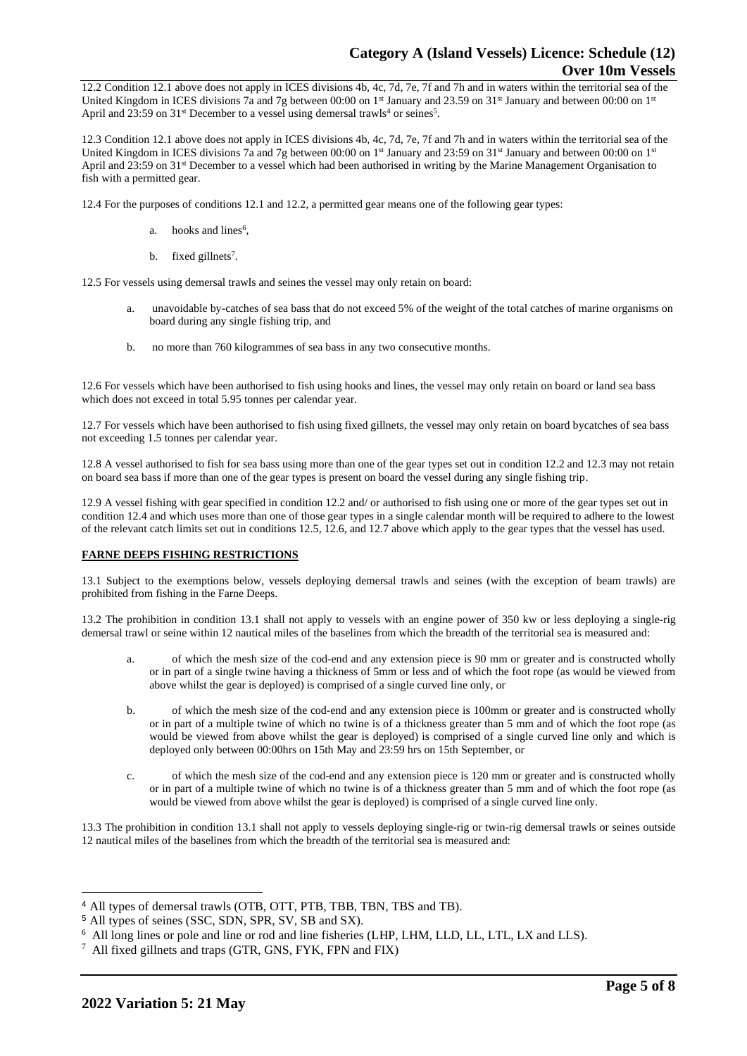12.2 Condition 12.1 above does not apply in ICES divisions 4b, 4c, 7d, 7e, 7f and 7h and in waters within the territorial sea of the United Kingdom in ICES divisions 7a and 7g between 00:00 on 1st January and 23.59 on 31st January and between 00:00 on 1st April and 23:59 on 31st December to a vessel using demersal trawls[4] or seines[5].

12.3 Condition 12.1 above does not apply in ICES divisions 4b, 4c, 7d, 7e, 7f and 7h and in waters within the territorial sea of the United Kingdom in ICES divisions 7a and 7g between 00:00 on 1st January and 23:59 on 31st January and between 00:00 on 1st April and 23:59 on 31st December to a vessel which had been authorised in writing by the Marine Management Organisation to fish with a permitted gear.

12.4 For the purposes of conditions 12.1 and 12.2, a permitted gear means one of the following gear types:

a. hooks and lines[6],

b. fixed gillnets[7].

12.5 For vessels using demersal trawls and seines the vessel may only retain on board:

a. unavoidable by-catches of sea bass that do not exceed 5% of the weight of the total catches of marine organisms on board during any single fishing trip, and

b. no more than 760 kilogrammes of sea bass in any two consecutive months.

12.6 For vessels which have been authorised to fish using hooks and lines, the vessel may only retain on board or land sea bass which does not exceed in total 5.95 tonnes per calendar year.

12.7 For vessels which have been authorised to fish using fixed gillnets, the vessel may only retain on board bycatches of sea bass not exceeding 1.5 tonnes per calendar year.

12.8 A vessel authorised to fish for sea bass using more than one of the gear types set out in condition 12.2 and 12.3 may not retain on board sea bass if more than one of the gear types is present on board the vessel during any single fishing trip.

12.9 A vessel fishing with gear specified in condition 12.2 and/ or authorised to fish using one or more of the gear types set out in condition 12.4 and which uses more than one of those gear types in a single calendar month will be required to adhere to the lowest of the relevant catch limits set out in conditions 12.5, 12.6, and 12.7 above which apply to the gear types that the vessel has used.

**FARNE DEEPS FISHING RESTRICTIONS**

13.1 Subject to the exemptions below, vessels deploying demersal trawls and seines (with the exception of beam trawls) are prohibited from fishing in the Farne Deeps.

13.2 The prohibition in condition 13.1 shall not apply to vessels with an engine power of 350 kw or less deploying a single-rig demersal trawl or seine within 12 nautical miles of the baselines from which the breadth of the territorial sea is measured and:

a. of which the mesh size of the cod-end and any extension piece is 90 mm or greater and is constructed wholly or in part of a single twine having a thickness of 5mm or less and of which the foot rope (as would be viewed from above whilst the gear is deployed) is comprised of a single curved line only, or

b. of which the mesh size of the cod-end and any extension piece is 100mm or greater and is constructed wholly or in part of a multiple twine of which no twine is of a thickness greater than 5 mm and of which the foot rope (as would be viewed from above whilst the gear is deployed) is comprised of a single curved line only and which is deployed only between 00:00hrs on 15th May and 23:59 hrs on 15th September, or

c. of which the mesh size of the cod-end and any extension piece is 120 mm or greater and is constructed wholly or in part of a multiple twine of which no twine is of a thickness greater than 5 mm and of which the foot rope (as would be viewed from above whilst the gear is deployed) is comprised of a single curved line only.

13.3 The prohibition in condition 13.1 shall not apply to vessels deploying single-rig or twin-rig demersal trawls or seines outside 12 nautical miles of the baselines from which the breadth of the territorial sea is measured and:

---

[4] All types of demersal trawls (OTB, OTT, PTB, TBB, TBN, TBS and TB).

[5] All types of seines (SSC, SDN, SPR, SV, SB and SX).

[6] All long lines or pole and line or rod and line fisheries (LHP, LHM, LLD, LL, LTL, LX and LLS).

[7] All fixed gillnets and traps (GTR, GNS, FYK, FPN and FIX)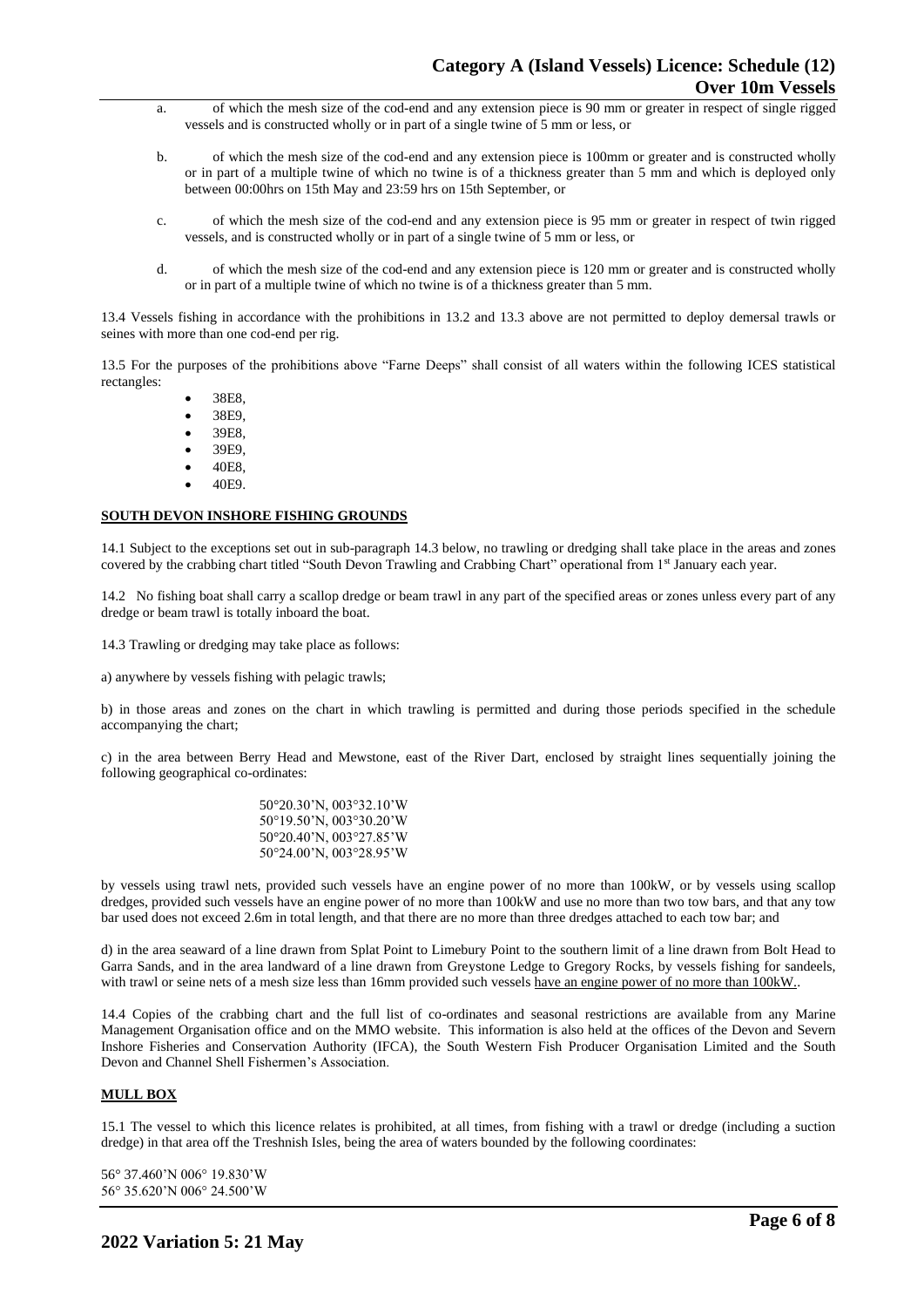a. of which the mesh size of the cod-end and any extension piece is 90 mm or greater in respect of single rigged vessels and is constructed wholly or in part of a single twine of 5 mm or less, or

b. of which the mesh size of the cod-end and any extension piece is 100mm or greater and is constructed wholly or in part of a multiple twine of which no twine is of a thickness greater than 5 mm and which is deployed only between 00:00hrs on 15th May and 23:59 hrs on 15th September, or

c. of which the mesh size of the cod-end and any extension piece is 95 mm or greater in respect of twin rigged vessels, and is constructed wholly or in part of a single twine of 5 mm or less, or

d. of which the mesh size of the cod-end and any extension piece is 120 mm or greater and is constructed wholly or in part of a multiple twine of which no twine is of a thickness greater than 5 mm.

13.4 Vessels fishing in accordance with the prohibitions in 13.2 and 13.3 above are not permitted to deploy demersal trawls or seines with more than one cod-end per rig.

13.5 For the purposes of the prohibitions above "Farne Deeps" shall consist of all waters within the following ICES statistical rectangles:

- 38E8,
- 38E9,
- 39E8,
- 39E9,
- 40E8,
- 40E9.

**SOUTH DEVON INSHORE FISHING GROUNDS**

14.1 Subject to the exceptions set out in sub-paragraph 14.3 below, no trawling or dredging shall take place in the areas and zones covered by the crabbing chart titled "South Devon Trawling and Crabbing Chart" operational from 1st January each year.

14.2 No fishing boat shall carry a scallop dredge or beam trawl in any part of the specified areas or zones unless every part of any dredge or beam trawl is totally inboard the boat.

14.3 Trawling or dredging may take place as follows:

a) anywhere by vessels fishing with pelagic trawls;

b) in those areas and zones on the chart in which trawling is permitted and during those periods specified in the schedule accompanying the chart;

c) in the area between Berry Head and Mewstone, east of the River Dart, enclosed by straight lines sequentially joining the following geographical co-ordinates:

50°20.30'N, 003°32.10'W
50°19.50'N, 003°30.20'W
50°20.40'N, 003°27.85'W
50°24.00'N, 003°28.95'W

by vessels using trawl nets, provided such vessels have an engine power of no more than 100kW, or by vessels using scallop dredges, provided such vessels have an engine power of no more than 100kW and use no more than two tow bars, and that any tow bar used does not exceed 2.6m in total length, and that there are no more than three dredges attached to each tow bar; and

d) in the area seaward of a line drawn from Splat Point to Limebury Point to the southern limit of a line drawn from Bolt Head to Garra Sands, and in the area landward of a line drawn from Greystone Ledge to Gregory Rocks, by vessels fishing for sandeels, with trawl or seine nets of a mesh size less than 16mm provided such vessels have an engine power of no more than 100kW..

14.4 Copies of the crabbing chart and the full list of co-ordinates and seasonal restrictions are available from any Marine Management Organisation office and on the MMO website. This information is also held at the offices of the Devon and Severn Inshore Fisheries and Conservation Authority (IFCA), the South Western Fish Producer Organisation Limited and the South Devon and Channel Shell Fishermen's Association.

**MULL BOX**

15.1 The vessel to which this licence relates is prohibited, at all times, from fishing with a trawl or dredge (including a suction dredge) in that area off the Treshnish Isles, being the area of waters bounded by the following coordinates:

56° 37.460'N 006° 19.830'W
56° 35.620'N 006° 24.500'W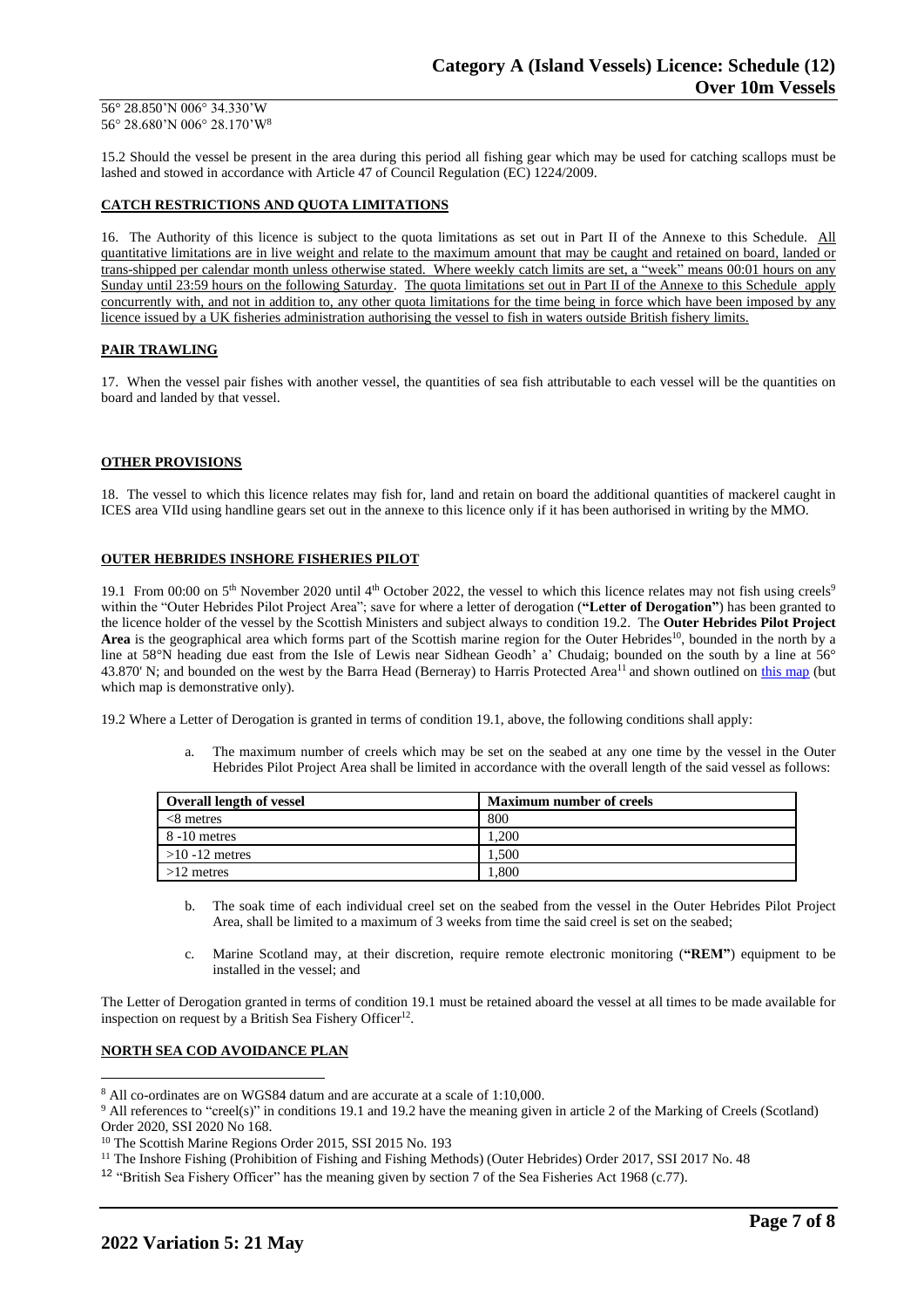56° 28.850'N 006° 34.330'W
56° 28.680'N 006° 28.170'W[8]

15.2 Should the vessel be present in the area during this period all fishing gear which may be used for catching scallops must be lashed and stowed in accordance with Article 47 of Council Regulation (EC) 1224/2009.

## CATCH RESTRICTIONS AND QUOTA LIMITATIONS

16. The Authority of this licence is subject to the quota limitations as set out in Part II of the Annexe to this Schedule. All quantitative limitations are in live weight and relate to the maximum amount that may be caught and retained on board, landed or trans-shipped per calendar month unless otherwise stated. Where weekly catch limits are set, a "week" means 00:01 hours on any Sunday until 23:59 hours on the following Saturday. The quota limitations set out in Part II of the Annexe to this Schedule apply concurrently with, and not in addition to, any other quota limitations for the time being in force which have been imposed by any licence issued by a UK fisheries administration authorising the vessel to fish in waters outside British fishery limits.

## PAIR TRAWLING

17. When the vessel pair fishes with another vessel, the quantities of sea fish attributable to each vessel will be the quantities on board and landed by that vessel.

## OTHER PROVISIONS

18. The vessel to which this licence relates may fish for, land and retain on board the additional quantities of mackerel caught in ICES area VIId using handline gears set out in the annexe to this licence only if it has been authorised in writing by the MMO.

## OUTER HEBRIDES INSHORE FISHERIES PILOT

19.1 From 00:00 on 5th November 2020 until 4th October 2022, the vessel to which this licence relates may not fish using creels[9] within the "Outer Hebrides Pilot Project Area"; save for where a letter of derogation (**"Letter of Derogation"**) has been granted to the licence holder of the vessel by the Scottish Ministers and subject always to condition 19.2. The **Outer Hebrides Pilot Project Area** is the geographical area which forms part of the Scottish marine region for the Outer Hebrides[10], bounded in the north by a line at 58°N heading due east from the Isle of Lewis near Sidhean Geodh' a' Chudaig; bounded on the south by a line at 56° 43.870' N; and bounded on the west by the Barra Head (Berneray) to Harris Protected Area[11] and shown outlined on this map (but which map is demonstrative only).

19.2 Where a Letter of Derogation is granted in terms of condition 19.1, above, the following conditions shall apply:

a. The maximum number of creels which may be set on the seabed at any one time by the vessel in the Outer Hebrides Pilot Project Area shall be limited in accordance with the overall length of the said vessel as follows:

| Overall length of vessel | Maximum number of creels |
|---|---|
| <8 metres | 800 |
| 8 -10 metres | 1,200 |
| >10 -12 metres | 1,500 |
| >12 metres | 1,800 |

b. The soak time of each individual creel set on the seabed from the vessel in the Outer Hebrides Pilot Project Area, shall be limited to a maximum of 3 weeks from time the said creel is set on the seabed;

c. Marine Scotland may, at their discretion, require remote electronic monitoring (**"REM"**) equipment to be installed in the vessel; and

The Letter of Derogation granted in terms of condition 19.1 must be retained aboard the vessel at all times to be made available for inspection on request by a British Sea Fishery Officer[12].

## NORTH SEA COD AVOIDANCE PLAN

---

[8] All co-ordinates are on WGS84 datum and are accurate at a scale of 1:10,000.

[9] All references to "creel(s)" in conditions 19.1 and 19.2 have the meaning given in article 2 of the Marking of Creels (Scotland) Order 2020, SSI 2020 No 168.

[10] The Scottish Marine Regions Order 2015, SSI 2015 No. 193

[11] The Inshore Fishing (Prohibition of Fishing and Fishing Methods) (Outer Hebrides) Order 2017, SSI 2017 No. 48

[12] "British Sea Fishery Officer" has the meaning given by section 7 of the Sea Fisheries Act 1968 (c.77).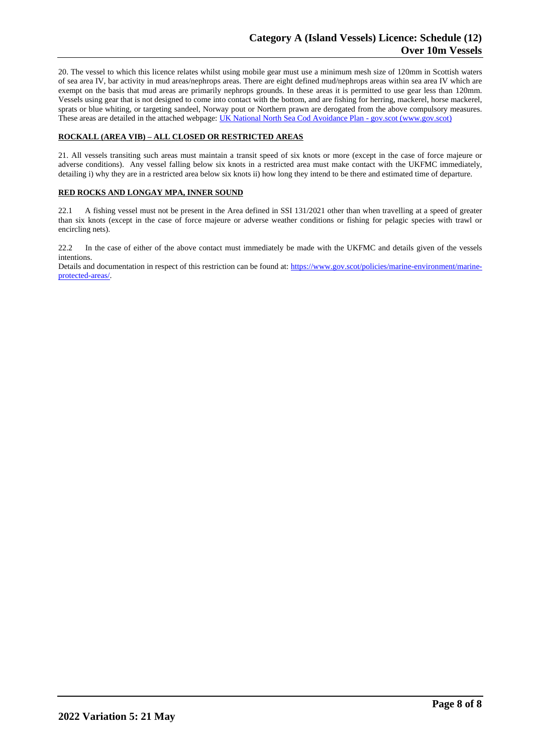20. The vessel to which this licence relates whilst using mobile gear must use a minimum mesh size of 120mm in Scottish waters of sea area IV, bar activity in mud areas/nephrops areas. There are eight defined mud/nephrops areas within sea area IV which are exempt on the basis that mud areas are primarily nephrops grounds. In these areas it is permitted to use gear less than 120mm. Vessels using gear that is not designed to come into contact with the bottom, and are fishing for herring, mackerel, horse mackerel, sprats or blue whiting, or targeting sandeel, Norway pout or Northern prawn are derogated from the above compulsory measures. These areas are detailed in the attached webpage: [UK National North Sea Cod Avoidance Plan - gov.scot (www.gov.scot)](https://www.gov.scot)

**ROCKALL (AREA VIB) – ALL CLOSED OR RESTRICTED AREAS**

21. All vessels transiting such areas must maintain a transit speed of six knots or more (except in the case of force majeure or adverse conditions). Any vessel falling below six knots in a restricted area must make contact with the UKFMC immediately, detailing i) why they are in a restricted area below six knots ii) how long they intend to be there and estimated time of departure.

**RED ROCKS AND LONGAY MPA, INNER SOUND**

22.1 A fishing vessel must not be present in the Area defined in SSI 131/2021 other than when travelling at a speed of greater than six knots (except in the case of force majeure or adverse weather conditions or fishing for pelagic species with trawl or encircling nets).

22.2 In the case of either of the above contact must immediately be made with the UKFMC and details given of the vessels intentions.

Details and documentation in respect of this restriction can be found at: [https://www.gov.scot/policies/marine-environment/marine-protected-areas/](https://www.gov.scot/policies/marine-environment/marine-protected-areas/).